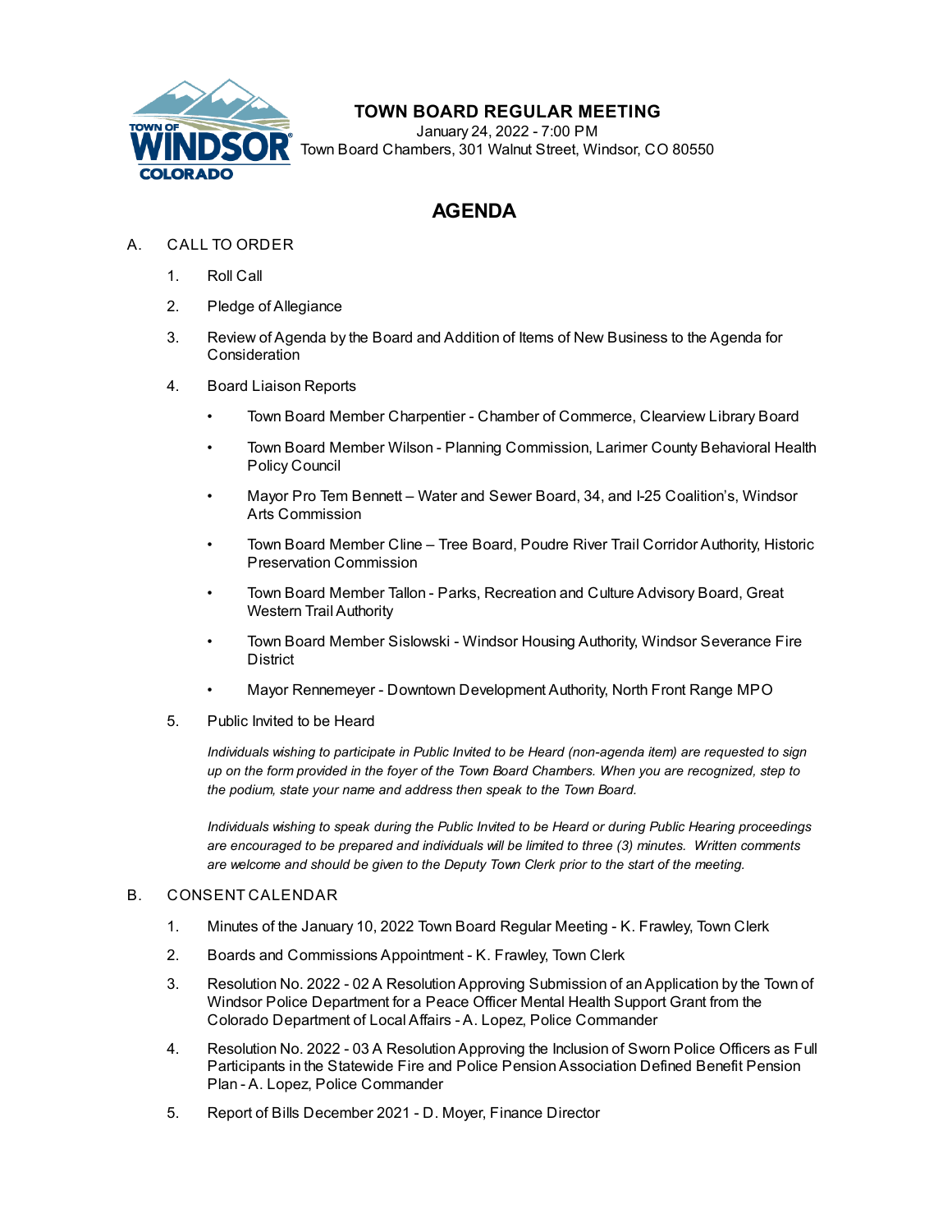# TOWN BOARD REGULAR MEETING

January 24, 2022 - 7:00 PM
Town Board Chambers, 301 Walnut Street, Windsor, CO 80550

## AGENDA

A. CALL TO ORDER

1. Roll Call
2. Pledge of Allegiance
3. Review of Agenda by the Board and Addition of Items of New Business to the Agenda for Consideration
4. Board Liaison Reports
   - Town Board Member Charpentier - Chamber of Commerce, Clearview Library Board
   - Town Board Member Wilson - Planning Commission, Larimer County Behavioral Health Policy Council
   - Mayor Pro Tem Bennett – Water and Sewer Board, 34, and I-25 Coalition's, Windsor Arts Commission
   - Town Board Member Cline – Tree Board, Poudre River Trail Corridor Authority, Historic Preservation Commission
   - Town Board Member Tallon - Parks, Recreation and Culture Advisory Board, Great Western Trail Authority
   - Town Board Member Sislowski - Windsor Housing Authority, Windsor Severance Fire District
   - Mayor Rennemeyer - Downtown Development Authority, North Front Range MPO
5. Public Invited to be Heard

   *Individuals wishing to participate in Public Invited to be Heard (non-agenda item) are requested to sign up on the form provided in the foyer of the Town Board Chambers. When you are recognized, step to the podium, state your name and address then speak to the Town Board.*

   *Individuals wishing to speak during the Public Invited to be Heard or during Public Hearing proceedings are encouraged to be prepared and individuals will be limited to three (3) minutes. Written comments are welcome and should be given to the Deputy Town Clerk prior to the start of the meeting.*

B. CONSENT CALENDAR

1. Minutes of the January 10, 2022 Town Board Regular Meeting - K. Frawley, Town Clerk
2. Boards and Commissions Appointment - K. Frawley, Town Clerk
3. Resolution No. 2022 - 02 A Resolution Approving Submission of an Application by the Town of Windsor Police Department for a Peace Officer Mental Health Support Grant from the Colorado Department of Local Affairs - A. Lopez, Police Commander
4. Resolution No. 2022 - 03 A Resolution Approving the Inclusion of Sworn Police Officers as Full Participants in the Statewide Fire and Police Pension Association Defined Benefit Pension Plan - A. Lopez, Police Commander
5. Report of Bills December 2021 - D. Moyer, Finance Director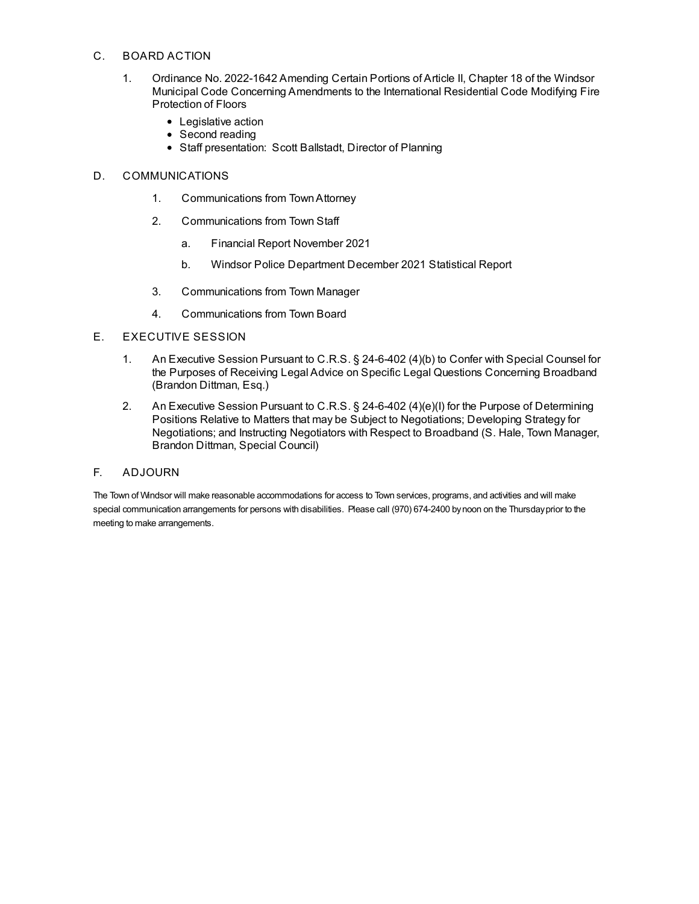## C. BOARD ACTION

1. Ordinance No. 2022-1642 Amending Certain Portions of Article II, Chapter 18 of the Windsor Municipal Code Concerning Amendments to the International Residential Code Modifying Fire Protection of Floors
   - Legislative action
   - Second reading
   - Staff presentation: Scott Ballstadt, Director of Planning

## D. COMMUNICATIONS

1. Communications from Town Attorney
2. Communications from Town Staff
   a. Financial Report November 2021
   b. Windsor Police Department December 2021 Statistical Report
3. Communications from Town Manager
4. Communications from Town Board

## E. EXECUTIVE SESSION

1. An Executive Session Pursuant to C.R.S. § 24-6-402 (4)(b) to Confer with Special Counsel for the Purposes of Receiving Legal Advice on Specific Legal Questions Concerning Broadband (Brandon Dittman, Esq.)
2. An Executive Session Pursuant to C.R.S. § 24-6-402 (4)(e)(I) for the Purpose of Determining Positions Relative to Matters that may be Subject to Negotiations; Developing Strategy for Negotiations; and Instructing Negotiators with Respect to Broadband (S. Hale, Town Manager, Brandon Dittman, Special Council)

## F. ADJOURN

The Town of Windsor will make reasonable accommodations for access to Town services, programs, and activities and will make special communication arrangements for persons with disabilities. Please call (970) 674-2400 by noon on the Thursday prior to the meeting to make arrangements.